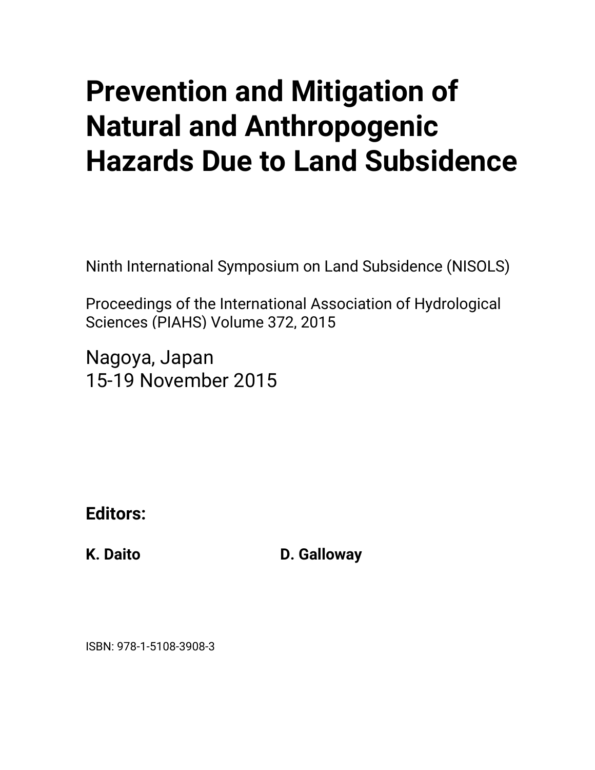# Prevention and Mitigation of Natural and Anthropogenic Hazards Due to Land Subsidence

Ninth International Symposium on Land Subsidence (NISOLS)

Proceedings of the International Association of Hydrological Sciences (PIAHS) Volume 372, 2015

Nagoya, Japan
15-19 November 2015

**Editors:**

**K. Daito** **D. Galloway**

ISBN: 978-1-5108-3908-3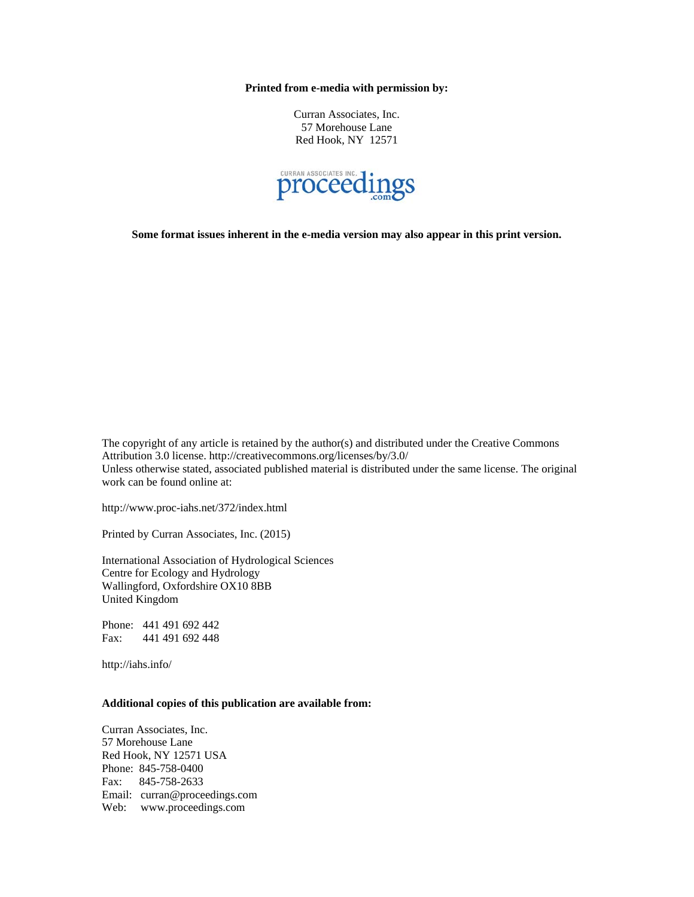**Printed from e-media with permission by:**

Curran Associates, Inc.
57 Morehouse Lane
Red Hook, NY 12571

CURRAN ASSOCIATES INC. proceedings.com

**Some format issues inherent in the e-media version may also appear in this print version.**

The copyright of any article is retained by the author(s) and distributed under the Creative Commons Attribution 3.0 license. http://creativecommons.org/licenses/by/3.0/
Unless otherwise stated, associated published material is distributed under the same license. The original work can be found online at:

http://www.proc-iahs.net/372/index.html

Printed by Curran Associates, Inc. (2015)

International Association of Hydrological Sciences
Centre for Ecology and Hydrology
Wallingford, Oxfordshire OX10 8BB
United Kingdom

Phone: 441 491 692 442
Fax: 441 491 692 448

http://iahs.info/

**Additional copies of this publication are available from:**

Curran Associates, Inc.
57 Morehouse Lane
Red Hook, NY 12571 USA
Phone: 845-758-0400
Fax: 845-758-2633
Email: curran@proceedings.com
Web: www.proceedings.com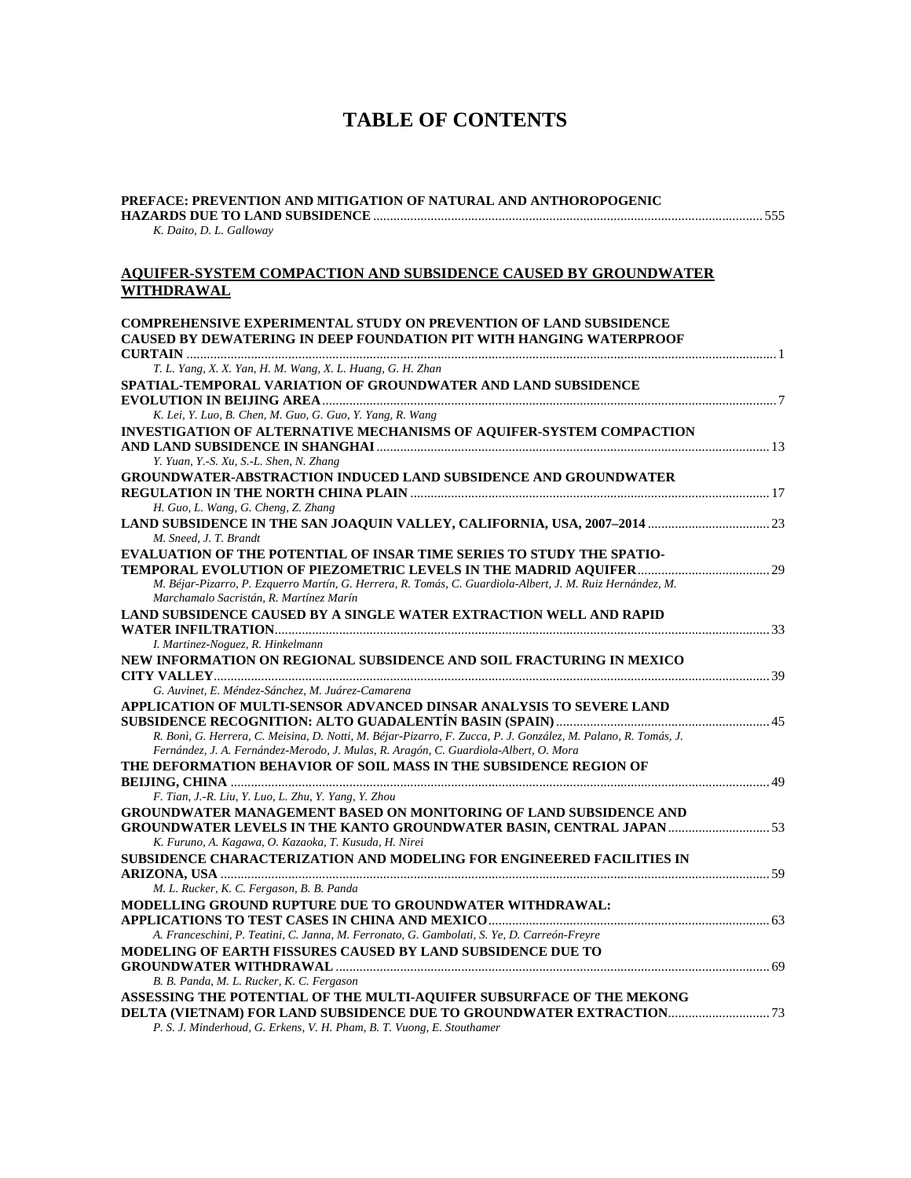# TABLE OF CONTENTS

**PREFACE: PREVENTION AND MITIGATION OF NATURAL AND ANTHOROPOGENIC HAZARDS DUE TO LAND SUBSIDENCE** ........ 555
*K. Daito, D. L. Galloway*

## AQUIFER-SYSTEM COMPACTION AND SUBSIDENCE CAUSED BY GROUNDWATER WITHDRAWAL

**COMPREHENSIVE EXPERIMENTAL STUDY ON PREVENTION OF LAND SUBSIDENCE CAUSED BY DEWATERING IN DEEP FOUNDATION PIT WITH HANGING WATERPROOF CURTAIN** ........ 1
*T. L. Yang, X. X. Yan, H. M. Wang, X. L. Huang, G. H. Zhan*

**SPATIAL-TEMPORAL VARIATION OF GROUNDWATER AND LAND SUBSIDENCE EVOLUTION IN BEIJING AREA** ........ 7
*K. Lei, Y. Luo, B. Chen, M. Guo, G. Guo, Y. Yang, R. Wang*

**INVESTIGATION OF ALTERNATIVE MECHANISMS OF AQUIFER-SYSTEM COMPACTION AND LAND SUBSIDENCE IN SHANGHAI** ........ 13
*Y. Yuan, Y.-S. Xu, S.-L. Shen, N. Zhang*

**GROUNDWATER-ABSTRACTION INDUCED LAND SUBSIDENCE AND GROUNDWATER REGULATION IN THE NORTH CHINA PLAIN** ........ 17
*H. Guo, L. Wang, G. Cheng, Z. Zhang*

**LAND SUBSIDENCE IN THE SAN JOAQUIN VALLEY, CALIFORNIA, USA, 2007–2014** ........ 23
*M. Sneed, J. T. Brandt*

**EVALUATION OF THE POTENTIAL OF INSAR TIME SERIES TO STUDY THE SPATIO-TEMPORAL EVOLUTION OF PIEZOMETRIC LEVELS IN THE MADRID AQUIFER** ........ 29
*M. Béjar-Pizarro, P. Ezquerro Martín, G. Herrera, R. Tomás, C. Guardiola-Albert, J. M. Ruiz Hernández, M. Marchamalo Sacristán, R. Martínez Marín*

**LAND SUBSIDENCE CAUSED BY A SINGLE WATER EXTRACTION WELL AND RAPID WATER INFILTRATION** ........ 33
*I. Martinez-Noguez, R. Hinkelmann*

**NEW INFORMATION ON REGIONAL SUBSIDENCE AND SOIL FRACTURING IN MEXICO CITY VALLEY** ........ 39
*G. Auvinet, E. Méndez-Sánchez, M. Juárez-Camarena*

**APPLICATION OF MULTI-SENSOR ADVANCED DINSAR ANALYSIS TO SEVERE LAND SUBSIDENCE RECOGNITION: ALTO GUADALENTÍN BASIN (SPAIN)** ........ 45
*R. Bonì, G. Herrera, C. Meisina, D. Notti, M. Béjar-Pizarro, F. Zucca, P. J. González, M. Palano, R. Tomás, J. Fernández, J. A. Fernández-Merodo, J. Mulas, R. Aragón, C. Guardiola-Albert, O. Mora*

**THE DEFORMATION BEHAVIOR OF SOIL MASS IN THE SUBSIDENCE REGION OF BEIJING, CHINA** ........ 49
*F. Tian, J.-R. Liu, Y. Luo, L. Zhu, Y. Yang, Y. Zhou*

**GROUNDWATER MANAGEMENT BASED ON MONITORING OF LAND SUBSIDENCE AND GROUNDWATER LEVELS IN THE KANTO GROUNDWATER BASIN, CENTRAL JAPAN** ........ 53
*K. Furuno, A. Kagawa, O. Kazaoka, T. Kusuda, H. Nirei*

**SUBSIDENCE CHARACTERIZATION AND MODELING FOR ENGINEERED FACILITIES IN ARIZONA, USA** ........ 59
*M. L. Rucker, K. C. Fergason, B. B. Panda*

**MODELLING GROUND RUPTURE DUE TO GROUNDWATER WITHDRAWAL: APPLICATIONS TO TEST CASES IN CHINA AND MEXICO** ........ 63
*A. Franceschini, P. Teatini, C. Janna, M. Ferronato, G. Gambolati, S. Ye, D. Carreón-Freyre*

**MODELING OF EARTH FISSURES CAUSED BY LAND SUBSIDENCE DUE TO GROUNDWATER WITHDRAWAL** ........ 69
*B. B. Panda, M. L. Rucker, K. C. Fergason*

**ASSESSING THE POTENTIAL OF THE MULTI-AQUIFER SUBSURFACE OF THE MEKONG DELTA (VIETNAM) FOR LAND SUBSIDENCE DUE TO GROUNDWATER EXTRACTION** ........ 73
*P. S. J. Minderhoud, G. Erkens, V. H. Pham, B. T. Vuong, E. Stouthamer*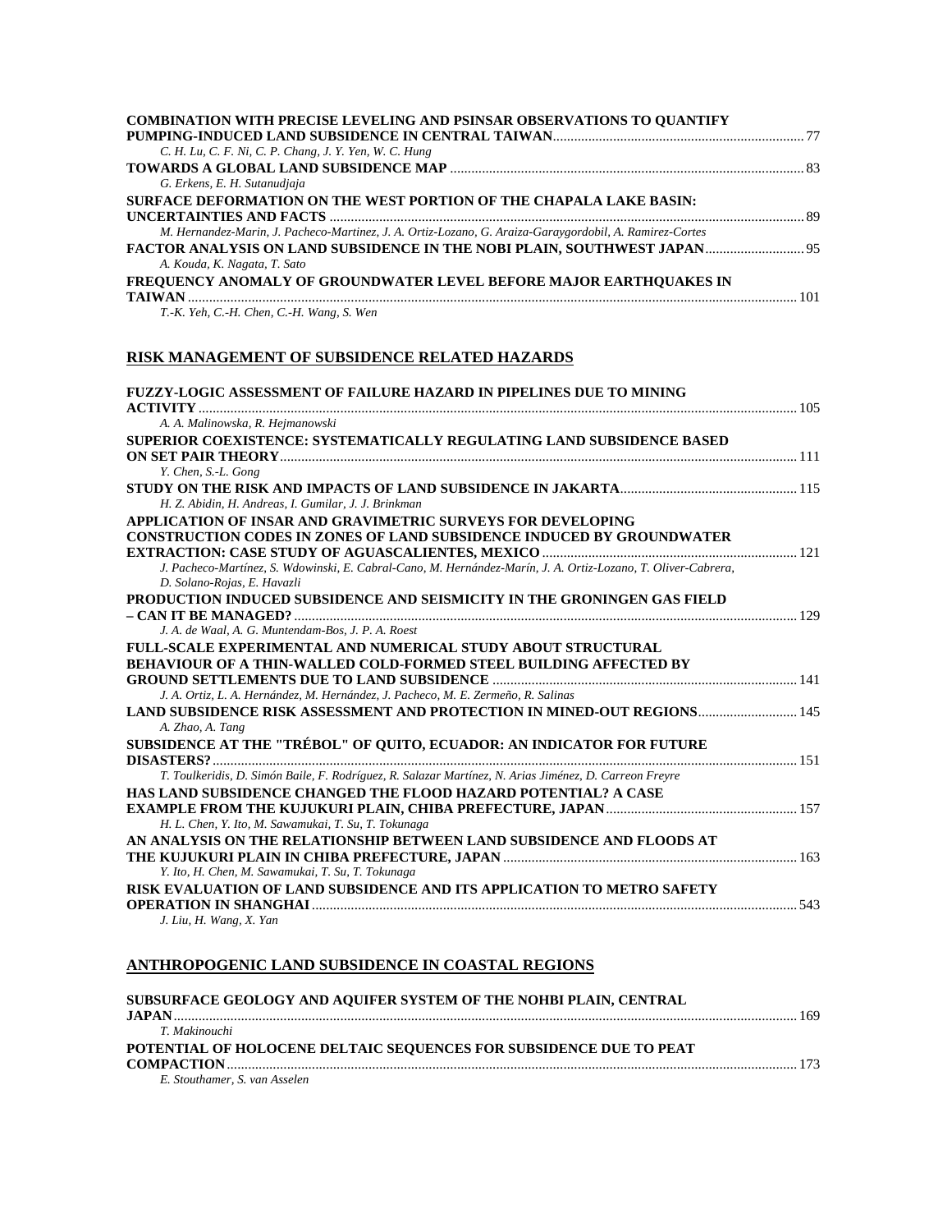**COMBINATION WITH PRECISE LEVELING AND PSINSAR OBSERVATIONS TO QUANTIFY PUMPING-INDUCED LAND SUBSIDENCE IN CENTRAL TAIWAN** ..... 77
*C. H. Lu, C. F. Ni, C. P. Chang, J. Y. Yen, W. C. Hung*

**TOWARDS A GLOBAL LAND SUBSIDENCE MAP** ..... 83
*G. Erkens, E. H. Sutanudjaja*

**SURFACE DEFORMATION ON THE WEST PORTION OF THE CHAPALA LAKE BASIN: UNCERTAINTIES AND FACTS** ..... 89
*M. Hernandez-Marin, J. Pacheco-Martinez, J. A. Ortiz-Lozano, G. Araiza-Garaygordobil, A. Ramirez-Cortes*

**FACTOR ANALYSIS ON LAND SUBSIDENCE IN THE NOBI PLAIN, SOUTHWEST JAPAN** ..... 95
*A. Kouda, K. Nagata, T. Sato*

**FREQUENCY ANOMALY OF GROUNDWATER LEVEL BEFORE MAJOR EARTHQUAKES IN TAIWAN** ..... 101
*T.-K. Yeh, C.-H. Chen, C.-H. Wang, S. Wen*

## RISK MANAGEMENT OF SUBSIDENCE RELATED HAZARDS

**FUZZY-LOGIC ASSESSMENT OF FAILURE HAZARD IN PIPELINES DUE TO MINING ACTIVITY** ..... 105
*A. A. Malinowska, R. Hejmanowski*

**SUPERIOR COEXISTENCE: SYSTEMATICALLY REGULATING LAND SUBSIDENCE BASED ON SET PAIR THEORY** ..... 111
*Y. Chen, S.-L. Gong*

**STUDY ON THE RISK AND IMPACTS OF LAND SUBSIDENCE IN JAKARTA** ..... 115
*H. Z. Abidin, H. Andreas, I. Gumilar, J. J. Brinkman*

**APPLICATION OF INSAR AND GRAVIMETRIC SURVEYS FOR DEVELOPING CONSTRUCTION CODES IN ZONES OF LAND SUBSIDENCE INDUCED BY GROUNDWATER EXTRACTION: CASE STUDY OF AGUASCALIENTES, MEXICO** ..... 121
*J. Pacheco-Martínez, S. Wdowinski, E. Cabral-Cano, M. Hernández-Marín, J. A. Ortiz-Lozano, T. Oliver-Cabrera, D. Solano-Rojas, E. Havazli*

**PRODUCTION INDUCED SUBSIDENCE AND SEISMICITY IN THE GRONINGEN GAS FIELD – CAN IT BE MANAGED?** ..... 129
*J. A. de Waal, A. G. Muntendam-Bos, J. P. A. Roest*

**FULL-SCALE EXPERIMENTAL AND NUMERICAL STUDY ABOUT STRUCTURAL BEHAVIOUR OF A THIN-WALLED COLD-FORMED STEEL BUILDING AFFECTED BY GROUND SETTLEMENTS DUE TO LAND SUBSIDENCE** ..... 141
*J. A. Ortiz, L. A. Hernández, M. Hernández, J. Pacheco, M. E. Zermeño, R. Salinas*

**LAND SUBSIDENCE RISK ASSESSMENT AND PROTECTION IN MINED-OUT REGIONS** ..... 145
*A. Zhao, A. Tang*

**SUBSIDENCE AT THE "TRÉBOL" OF QUITO, ECUADOR: AN INDICATOR FOR FUTURE DISASTERS?** ..... 151
*T. Toulkeridis, D. Simón Baile, F. Rodríguez, R. Salazar Martínez, N. Arias Jiménez, D. Carreon Freyre*

**HAS LAND SUBSIDENCE CHANGED THE FLOOD HAZARD POTENTIAL? A CASE EXAMPLE FROM THE KUJUKURI PLAIN, CHIBA PREFECTURE, JAPAN** ..... 157
*H. L. Chen, Y. Ito, M. Sawamukai, T. Su, T. Tokunaga*

**AN ANALYSIS ON THE RELATIONSHIP BETWEEN LAND SUBSIDENCE AND FLOODS AT THE KUJUKURI PLAIN IN CHIBA PREFECTURE, JAPAN** ..... 163
*Y. Ito, H. Chen, M. Sawamukai, T. Su, T. Tokunaga*

**RISK EVALUATION OF LAND SUBSIDENCE AND ITS APPLICATION TO METRO SAFETY OPERATION IN SHANGHAI** ..... 543
*J. Liu, H. Wang, X. Yan*

## ANTHROPOGENIC LAND SUBSIDENCE IN COASTAL REGIONS

**SUBSURFACE GEOLOGY AND AQUIFER SYSTEM OF THE NOHBI PLAIN, CENTRAL JAPAN** ..... 169
*T. Makinouchi*

**POTENTIAL OF HOLOCENE DELTAIC SEQUENCES FOR SUBSIDENCE DUE TO PEAT COMPACTION** ..... 173
*E. Stouthamer, S. van Asselen*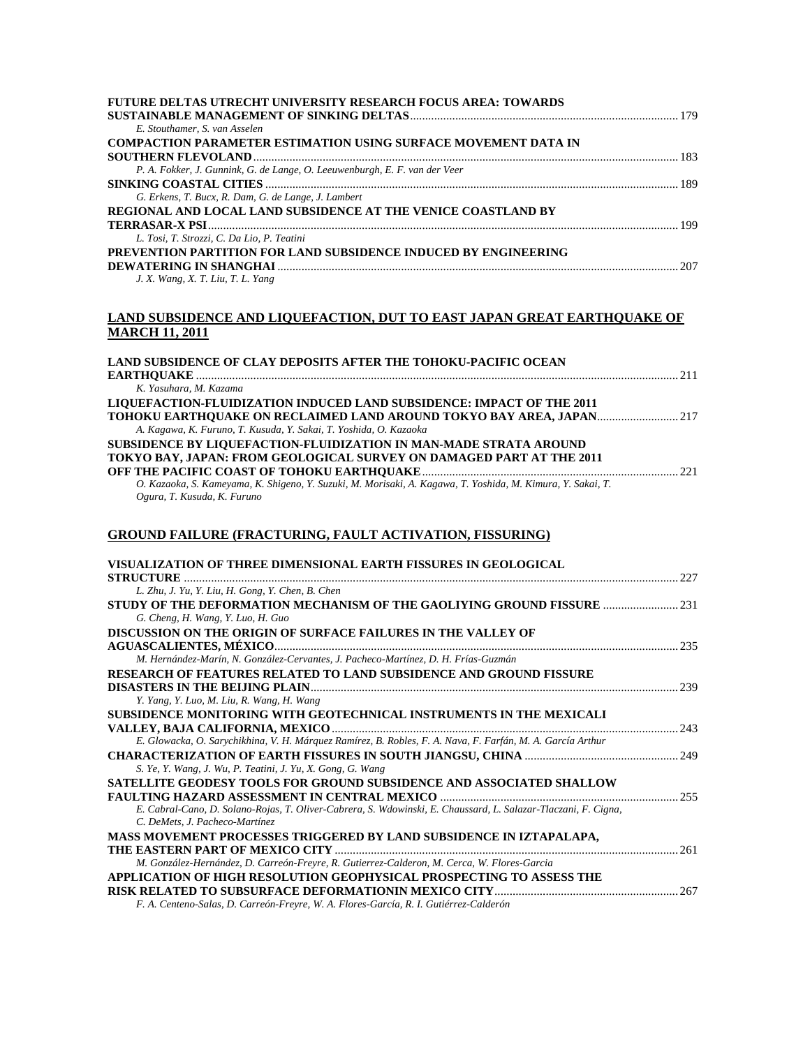**FUTURE DELTAS UTRECHT UNIVERSITY RESEARCH FOCUS AREA: TOWARDS SUSTAINABLE MANAGEMENT OF SINKING DELTAS** ........ 179
*E. Stouthamer, S. van Asselen*

**COMPACTION PARAMETER ESTIMATION USING SURFACE MOVEMENT DATA IN SOUTHERN FLEVOLAND** ........ 183
*P. A. Fokker, J. Gunnink, G. de Lange, O. Leeuwenburgh, E. F. van der Veer*

**SINKING COASTAL CITIES** ........ 189
*G. Erkens, T. Bucx, R. Dam, G. de Lange, J. Lambert*

**REGIONAL AND LOCAL LAND SUBSIDENCE AT THE VENICE COASTLAND BY TERRASAR-X PSI** ........ 199
*L. Tosi, T. Strozzi, C. Da Lio, P. Teatini*

**PREVENTION PARTITION FOR LAND SUBSIDENCE INDUCED BY ENGINEERING DEWATERING IN SHANGHAI** ........ 207
*J. X. Wang, X. T. Liu, T. L. Yang*

## LAND SUBSIDENCE AND LIQUEFACTION, DUT TO EAST JAPAN GREAT EARTHQUAKE OF MARCH 11, 2011

**LAND SUBSIDENCE OF CLAY DEPOSITS AFTER THE TOHOKU-PACIFIC OCEAN EARTHQUAKE** ........ 211
*K. Yasuhara, M. Kazama*

**LIQUEFACTION-FLUIDIZATION INDUCED LAND SUBSIDENCE: IMPACT OF THE 2011 TOHOKU EARTHQUAKE ON RECLAIMED LAND AROUND TOKYO BAY AREA, JAPAN** ........ 217
*A. Kagawa, K. Furuno, T. Kusuda, Y. Sakai, T. Yoshida, O. Kazaoka*

**SUBSIDENCE BY LIQUEFACTION-FLUIDIZATION IN MAN-MADE STRATA AROUND TOKYO BAY, JAPAN: FROM GEOLOGICAL SURVEY ON DAMAGED PART AT THE 2011 OFF THE PACIFIC COAST OF TOHOKU EARTHQUAKE** ........ 221
*O. Kazaoka, S. Kameyama, K. Shigeno, Y. Suzuki, M. Morisaki, A. Kagawa, T. Yoshida, M. Kimura, Y. Sakai, T. Ogura, T. Kusuda, K. Furuno*

## GROUND FAILURE (FRACTURING, FAULT ACTIVATION, FISSURING)

**VISUALIZATION OF THREE DIMENSIONAL EARTH FISSURES IN GEOLOGICAL STRUCTURE** ........ 227
*L. Zhu, J. Yu, Y. Liu, H. Gong, Y. Chen, B. Chen*

**STUDY OF THE DEFORMATION MECHANISM OF THE GAOLIYING GROUND FISSURE** ........ 231
*G. Cheng, H. Wang, Y. Luo, H. Guo*

**DISCUSSION ON THE ORIGIN OF SURFACE FAILURES IN THE VALLEY OF AGUASCALIENTES, MÉXICO** ........ 235
*M. Hernández-Marín, N. González-Cervantes, J. Pacheco-Martínez, D. H. Frías-Guzmán*

**RESEARCH OF FEATURES RELATED TO LAND SUBSIDENCE AND GROUND FISSURE DISASTERS IN THE BEIJING PLAIN** ........ 239
*Y. Yang, Y. Luo, M. Liu, R. Wang, H. Wang*

**SUBSIDENCE MONITORING WITH GEOTECHNICAL INSTRUMENTS IN THE MEXICALI VALLEY, BAJA CALIFORNIA, MEXICO** ........ 243
*E. Glowacka, O. Sarychikhina, V. H. Márquez Ramírez, B. Robles, F. A. Nava, F. Farfán, M. A. García Arthur*

**CHARACTERIZATION OF EARTH FISSURES IN SOUTH JIANGSU, CHINA** ........ 249
*S. Ye, Y. Wang, J. Wu, P. Teatini, J. Yu, X. Gong, G. Wang*

**SATELLITE GEODESY TOOLS FOR GROUND SUBSIDENCE AND ASSOCIATED SHALLOW FAULTING HAZARD ASSESSMENT IN CENTRAL MEXICO** ........ 255
*E. Cabral-Cano, D. Solano-Rojas, T. Oliver-Cabrera, S. Wdowinski, E. Chaussard, L. Salazar-Tlaczani, F. Cigna, C. DeMets, J. Pacheco-Martínez*

**MASS MOVEMENT PROCESSES TRIGGERED BY LAND SUBSIDENCE IN IZTAPALAPA, THE EASTERN PART OF MEXICO CITY** ........ 261
*M. González-Hernández, D. Carreón-Freyre, R. Gutierrez-Calderon, M. Cerca, W. Flores-Garcia*

**APPLICATION OF HIGH RESOLUTION GEOPHYSICAL PROSPECTING TO ASSESS THE RISK RELATED TO SUBSURFACE DEFORMATIONIN MEXICO CITY** ........ 267
*F. A. Centeno-Salas, D. Carreón-Freyre, W. A. Flores-García, R. I. Gutiérrez-Calderón*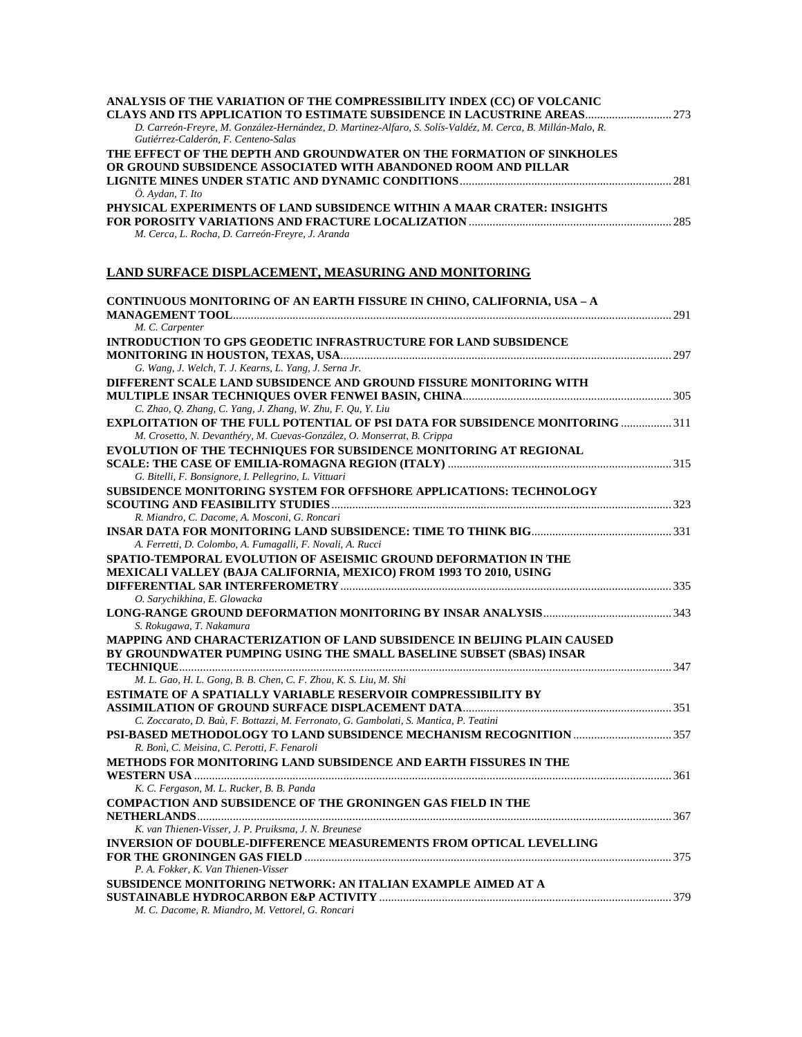**ANALYSIS OF THE VARIATION OF THE COMPRESSIBILITY INDEX (CC) OF VOLCANIC CLAYS AND ITS APPLICATION TO ESTIMATE SUBSIDENCE IN LACUSTRINE AREAS** ............................ 273
*D. Carreón-Freyre, M. González-Hernández, D. Martinez-Alfaro, S. Solís-Valdéz, M. Cerca, B. Millán-Malo, R. Gutiérrez-Calderón, F. Centeno-Salas*

**THE EFFECT OF THE DEPTH AND GROUNDWATER ON THE FORMATION OF SINKHOLES OR GROUND SUBSIDENCE ASSOCIATED WITH ABANDONED ROOM AND PILLAR LIGNITE MINES UNDER STATIC AND DYNAMIC CONDITIONS** ...................................................................... 281
*Ö. Aydan, T. Ito*

**PHYSICAL EXPERIMENTS OF LAND SUBSIDENCE WITHIN A MAAR CRATER: INSIGHTS FOR POROSITY VARIATIONS AND FRACTURE LOCALIZATION** ................................................................... 285
*M. Cerca, L. Rocha, D. Carreón-Freyre, J. Aranda*

## LAND SURFACE DISPLACEMENT, MEASURING AND MONITORING

**CONTINUOUS MONITORING OF AN EARTH FISSURE IN CHINO, CALIFORNIA, USA – A MANAGEMENT TOOL** ................................................................................................................................ 291
*M. C. Carpenter*

**INTRODUCTION TO GPS GEODETIC INFRASTRUCTURE FOR LAND SUBSIDENCE MONITORING IN HOUSTON, TEXAS, USA** ............................................................................................................. 297
*G. Wang, J. Welch, T. J. Kearns, L. Yang, J. Serna Jr.*

**DIFFERENT SCALE LAND SUBSIDENCE AND GROUND FISSURE MONITORING WITH MULTIPLE INSAR TECHNIQUES OVER FENWEI BASIN, CHINA** .................................................................... 305
*C. Zhao, Q. Zhang, C. Yang, J. Zhang, W. Zhu, F. Qu, Y. Liu*

**EXPLOITATION OF THE FULL POTENTIAL OF PSI DATA FOR SUBSIDENCE MONITORING** ................ 311
*M. Crosetto, N. Devanthéry, M. Cuevas-González, O. Monserrat, B. Crippa*

**EVOLUTION OF THE TECHNIQUES FOR SUBSIDENCE MONITORING AT REGIONAL SCALE: THE CASE OF EMILIA-ROMAGNA REGION (ITALY)** ......................................................................... 315
*G. Bitelli, F. Bonsignore, I. Pellegrino, L. Vittuari*

**SUBSIDENCE MONITORING SYSTEM FOR OFFSHORE APPLICATIONS: TECHNOLOGY SCOUTING AND FEASIBILITY STUDIES** ............................................................................................................... 323
*R. Miandro, C. Dacome, A. Mosconi, G. Roncari*

**INSAR DATA FOR MONITORING LAND SUBSIDENCE: TIME TO THINK BIG** .............................................. 331
*A. Ferretti, D. Colombo, A. Fumagalli, F. Novali, A. Rucci*

**SPATIO-TEMPORAL EVOLUTION OF ASEISMIC GROUND DEFORMATION IN THE MEXICALI VALLEY (BAJA CALIFORNIA, MEXICO) FROM 1993 TO 2010, USING DIFFERENTIAL SAR INTERFEROMETRY** ............................................................................................................. 335
*O. Sarychikhina, E. Glowacka*

**LONG-RANGE GROUND DEFORMATION MONITORING BY INSAR ANALYSIS** .......................................... 343
*S. Rokugawa, T. Nakamura*

**MAPPING AND CHARACTERIZATION OF LAND SUBSIDENCE IN BEIJING PLAIN CAUSED BY GROUNDWATER PUMPING USING THE SMALL BASELINE SUBSET (SBAS) INSAR TECHNIQUE** ................................................................................................................................................... 347
*M. L. Gao, H. L. Gong, B. B. Chen, C. F. Zhou, K. S. Liu, M. Shi*

**ESTIMATE OF A SPATIALLY VARIABLE RESERVOIR COMPRESSIBILITY BY ASSIMILATION OF GROUND SURFACE DISPLACEMENT DATA** .................................................................... 351
*C. Zoccarato, D. Baù, F. Bottazzi, M. Ferronato, G. Gambolati, S. Mantica, P. Teatini*

**PSI-BASED METHODOLOGY TO LAND SUBSIDENCE MECHANISM RECOGNITION** ................................ 357
*R. Bonì, C. Meisina, C. Perotti, F. Fenaroli*

**METHODS FOR MONITORING LAND SUBSIDENCE AND EARTH FISSURES IN THE WESTERN USA** ............................................................................................................................................. 361
*K. C. Fergason, M. L. Rucker, B. B. Panda*

**COMPACTION AND SUBSIDENCE OF THE GRONINGEN GAS FIELD IN THE NETHERLANDS** ............................................................................................................................................. 367
*K. van Thienen-Visser, J. P. Pruiksma, J. N. Breunese*

**INVERSION OF DOUBLE-DIFFERENCE MEASUREMENTS FROM OPTICAL LEVELLING FOR THE GRONINGEN GAS FIELD** ......................................................................................................... 375
*P. A. Fokker, K. Van Thienen-Visser*

**SUBSIDENCE MONITORING NETWORK: AN ITALIAN EXAMPLE AIMED AT A SUSTAINABLE HYDROCARBON E&P ACTIVITY** ................................................................................................ 379
*M. C. Dacome, R. Miandro, M. Vettorel, G. Roncari*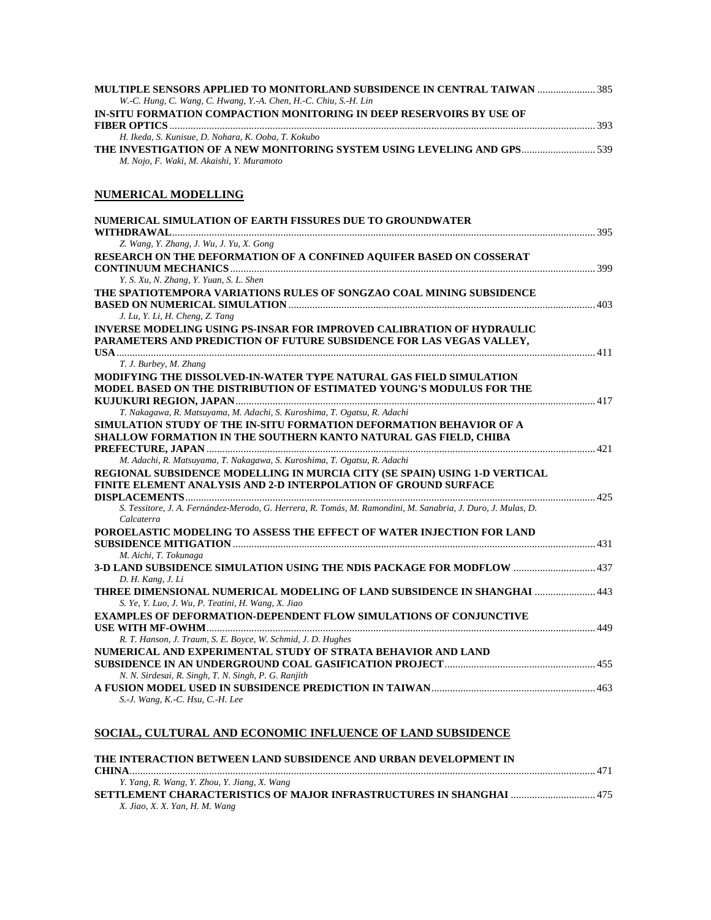**MULTIPLE SENSORS APPLIED TO MONITORLAND SUBSIDENCE IN CENTRAL TAIWAN** ...................... 385
*W.-C. Hung, C. Wang, C. Hwang, Y.-A. Chen, H.-C. Chiu, S.-H. Lin*

**IN-SITU FORMATION COMPACTION MONITORING IN DEEP RESERVOIRS BY USE OF FIBER OPTICS** ................................................................................................................................................ 393
*H. Ikeda, S. Kunisue, D. Nohara, K. Ooba, T. Kokubo*

**THE INVESTIGATION OF A NEW MONITORING SYSTEM USING LEVELING AND GPS**............................ 539
*M. Nojo, F. Waki, M. Akaishi, Y. Muramoto*

## NUMERICAL MODELLING

**NUMERICAL SIMULATION OF EARTH FISSURES DUE TO GROUNDWATER WITHDRAWAL**.............................................................................................................................................. 395
*Z. Wang, Y. Zhang, J. Wu, J. Yu, X. Gong*

**RESEARCH ON THE DEFORMATION OF A CONFINED AQUIFER BASED ON COSSERAT CONTINUUM MECHANICS** ........................................................................................................................ 399
*Y. S. Xu, N. Zhang, Y. Yuan, S. L. Shen*

**THE SPATIOTEMPORA VARIATIONS RULES OF SONGZAO COAL MINING SUBSIDENCE BASED ON NUMERICAL SIMULATION** .................................................................................................. 403
*J. Lu, Y. Li, H. Cheng, Z. Tang*

**INVERSE MODELING USING PS-INSAR FOR IMPROVED CALIBRATION OF HYDRAULIC PARAMETERS AND PREDICTION OF FUTURE SUBSIDENCE FOR LAS VEGAS VALLEY, USA**................................................................................................................................................................... 411
*T. J. Burbey, M. Zhang*

**MODIFYING THE DISSOLVED-IN-WATER TYPE NATURAL GAS FIELD SIMULATION MODEL BASED ON THE DISTRIBUTION OF ESTIMATED YOUNG'S MODULUS FOR THE KUJUKURI REGION, JAPAN**....................................................................................................................... 417
*T. Nakagawa, R. Matsuyama, M. Adachi, S. Kuroshima, T. Ogatsu, R. Adachi*

**SIMULATION STUDY OF THE IN-SITU FORMATION DEFORMATION BEHAVIOR OF A SHALLOW FORMATION IN THE SOUTHERN KANTO NATURAL GAS FIELD, CHIBA PREFECTURE, JAPAN** ................................................................................................................................. 421
*M. Adachi, R. Matsuyama, T. Nakagawa, S. Kuroshima, T. Ogatsu, R. Adachi*

**REGIONAL SUBSIDENCE MODELLING IN MURCIA CITY (SE SPAIN) USING 1-D VERTICAL FINITE ELEMENT ANALYSIS AND 2-D INTERPOLATION OF GROUND SURFACE DISPLACEMENTS**......................................................................................................................................... 425
*S. Tessitore, J. A. Fernández-Merodo, G. Herrera, R. Tomás, M. Ramondini, M. Sanabria, J. Duro, J. Mulas, D. Calcaterra*

**POROELASTIC MODELING TO ASSESS THE EFFECT OF WATER INJECTION FOR LAND SUBSIDENCE MITIGATION** ....................................................................................................................... 431
*M. Aichi, T. Tokunaga*

**3-D LAND SUBSIDENCE SIMULATION USING THE NDIS PACKAGE FOR MODFLOW** ............................... 437
*D. H. Kang, J. Li*

**THREE DIMENSIONAL NUMERICAL MODELING OF LAND SUBSIDENCE IN SHANGHAI** ....................... 443
*S. Ye, Y. Luo, J. Wu, P. Teatini, H. Wang, X. Jiao*

**EXAMPLES OF DEFORMATION-DEPENDENT FLOW SIMULATIONS OF CONJUNCTIVE USE WITH MF-OWHM**.................................................................................................................................. 449
*R. T. Hanson, J. Traum, S. E. Boyce, W. Schmid, J. D. Hughes*

**NUMERICAL AND EXPERIMENTAL STUDY OF STRATA BEHAVIOR AND LAND SUBSIDENCE IN AN UNDERGROUND COAL GASIFICATION PROJECT**........................................................ 455
*N. N. Sirdesai, R. Singh, T. N. Singh, P. G. Ranjith*

**A FUSION MODEL USED IN SUBSIDENCE PREDICTION IN TAIWAN**............................................................. 463
*S.-J. Wang, K.-C. Hsu, C.-H. Lee*

## SOCIAL, CULTURAL AND ECONOMIC INFLUENCE OF LAND SUBSIDENCE

**THE INTERACTION BETWEEN LAND SUBSIDENCE AND URBAN DEVELOPMENT IN CHINA**.............................................................................................................................................................. 471
*Y. Yang, R. Wang, Y. Zhou, Y. Jiang, X. Wang*

**SETTLEMENT CHARACTERISTICS OF MAJOR INFRASTRUCTURES IN SHANGHAI** ................................ 475
*X. Jiao, X. X. Yan, H. M. Wang*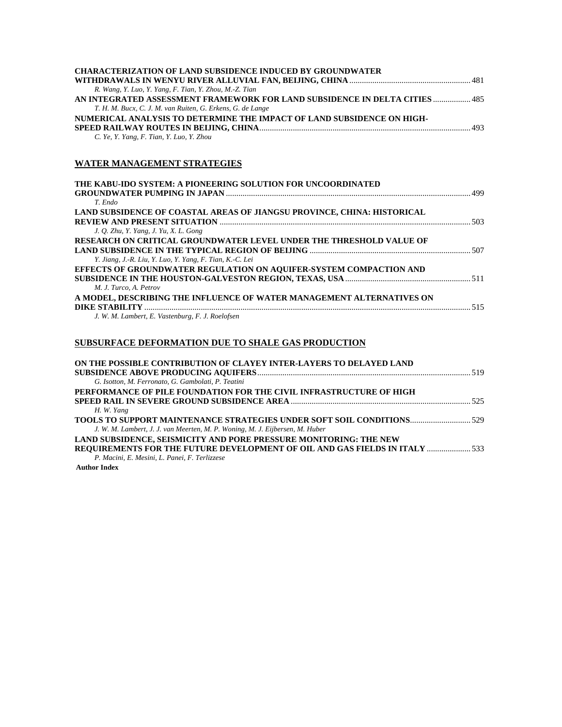**CHARACTERIZATION OF LAND SUBSIDENCE INDUCED BY GROUNDWATER WITHDRAWALS IN WENYU RIVER ALLUVIAL FAN, BEIJING, CHINA** ........ 481
*R. Wang, Y. Luo, Y. Yang, F. Tian, Y. Zhou, M.-Z. Tian*

**AN INTEGRATED ASSESSMENT FRAMEWORK FOR LAND SUBSIDENCE IN DELTA CITIES** ........ 485
*T. H. M. Bucx, C. J. M. van Ruiten, G. Erkens, G. de Lange*

**NUMERICAL ANALYSIS TO DETERMINE THE IMPACT OF LAND SUBSIDENCE ON HIGH-SPEED RAILWAY ROUTES IN BEIJING, CHINA** ........ 493
*C. Ye, Y. Yang, F. Tian, Y. Luo, Y. Zhou*

## WATER MANAGEMENT STRATEGIES

**THE KABU-IDO SYSTEM: A PIONEERING SOLUTION FOR UNCOORDINATED GROUNDWATER PUMPING IN JAPAN** ........ 499
*T. Endo*

**LAND SUBSIDENCE OF COASTAL AREAS OF JIANGSU PROVINCE, CHINA: HISTORICAL REVIEW AND PRESENT SITUATION** ........ 503
*J. Q. Zhu, Y. Yang, J. Yu, X. L. Gong*

**RESEARCH ON CRITICAL GROUNDWATER LEVEL UNDER THE THRESHOLD VALUE OF LAND SUBSIDENCE IN THE TYPICAL REGION OF BEIJING** ........ 507
*Y. Jiang, J.-R. Liu, Y. Luo, Y. Yang, F. Tian, K.-C. Lei*

**EFFECTS OF GROUNDWATER REGULATION ON AQUIFER-SYSTEM COMPACTION AND SUBSIDENCE IN THE HOUSTON-GALVESTON REGION, TEXAS, USA** ........ 511
*M. J. Turco, A. Petrov*

**A MODEL, DESCRIBING THE INFLUENCE OF WATER MANAGEMENT ALTERNATIVES ON DIKE STABILITY** ........ 515
*J. W. M. Lambert, E. Vastenburg, F. J. Roelofsen*

## SUBSURFACE DEFORMATION DUE TO SHALE GAS PRODUCTION

**ON THE POSSIBLE CONTRIBUTION OF CLAYEY INTER-LAYERS TO DELAYED LAND SUBSIDENCE ABOVE PRODUCING AQUIFERS** ........ 519
*G. Isotton, M. Ferronato, G. Gambolati, P. Teatini*

**PERFORMANCE OF PILE FOUNDATION FOR THE CIVIL INFRASTRUCTURE OF HIGH SPEED RAIL IN SEVERE GROUND SUBSIDENCE AREA** ........ 525
*H. W. Yang*

**TOOLS TO SUPPORT MAINTENANCE STRATEGIES UNDER SOFT SOIL CONDITIONS** ........ 529
*J. W. M. Lambert, J. J. van Meerten, M. P. Woning, M. J. Eijbersen, M. Huber*

**LAND SUBSIDENCE, SEISMICITY AND PORE PRESSURE MONITORING: THE NEW REQUIREMENTS FOR THE FUTURE DEVELOPMENT OF OIL AND GAS FIELDS IN ITALY** ........ 533
*P. Macini, E. Mesini, L. Panei, F. Terlizzese*

**Author Index**